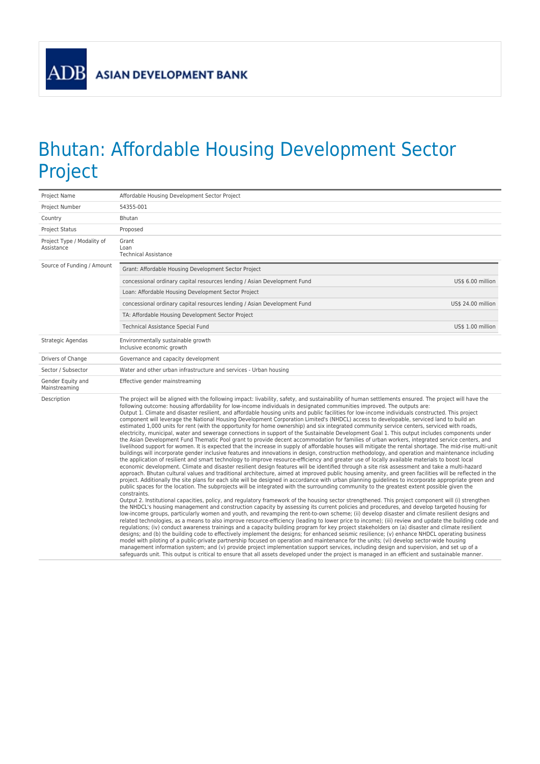ADB ASIAN DEVELOPMENT BANK

# Bhutan: Affordable Housing Development Sector Project

| | | |
|---|---|---|
| Project Name | Affordable Housing Development Sector Project | |
| Project Number | 54355-001 | |
| Country | Bhutan | |
| Project Status | Proposed | |
| Project Type / Modality of Assistance | Grant<br>Loan<br>Technical Assistance | |
| Source of Funding / Amount | Grant: Affordable Housing Development Sector Project | |
| | concessional ordinary capital resources lending / Asian Development Fund | US$ 6.00 million |
| | Loan: Affordable Housing Development Sector Project | |
| | concessional ordinary capital resources lending / Asian Development Fund | US$ 24.00 million |
| | TA: Affordable Housing Development Sector Project | |
| | Technical Assistance Special Fund | US$ 1.00 million |
| Strategic Agendas | Environmentally sustainable growth<br>Inclusive economic growth | |
| Drivers of Change | Governance and capacity development | |
| Sector / Subsector | Water and other urban infrastructure and services - Urban housing | |
| Gender Equity and Mainstreaming | Effective gender mainstreaming | |
| Description | The project will be aligned with the following impact: livability, safety, and sustainability of human settlements ensured. The project will have the following outcome: housing affordability for low-income individuals in designated communities improved. The outputs are:<br>Output 1. Climate and disaster resilient, and affordable housing units and public facilities for low-income individuals constructed. This project component will leverage the National Housing Development Corporation Limited's (NHDCL) access to developable, serviced land to build an estimated 1,000 units for rent (with the opportunity for home ownership) and six integrated community service centers, serviced with roads, electricity, municipal, water and sewerage connections in support of the Sustainable Development Goal 1. This output includes components under the Asian Development Fund Thematic Pool grant to provide decent accommodation for families of urban workers, integrated service centers, and livelihood support for women. It is expected that the increase in supply of affordable houses will mitigate the rental shortage. The mid-rise multi-unit buildings will incorporate gender inclusive features and innovations in design, construction methodology, and operation and maintenance including the application of resilient and smart technology to improve resource-efficiency and greater use of locally available materials to boost local economic development. Climate and disaster resilient design features will be identified through a site risk assessment and take a multi-hazard approach. Bhutan cultural values and traditional architecture, aimed at improved public housing amenity, and green facilities will be reflected in the project. Additionally the site plans for each site will be designed in accordance with urban planning guidelines to incorporate appropriate green and public spaces for the location. The subprojects will be integrated with the surrounding community to the greatest extent possible given the constraints.<br>Output 2. Institutional capacities, policy, and regulatory framework of the housing sector strengthened. This project component will (i) strengthen the NHDCL's housing management and construction capacity by assessing its current policies and procedures, and develop targeted housing for low-income groups, particularly women and youth, and revamping the rent-to-own scheme; (ii) develop disaster and climate resilient designs and related technologies, as a means to also improve resource-efficiency (leading to lower price to income); (iii) review and update the building code and regulations; (iv) conduct awareness trainings and a capacity building program for key project stakeholders on (a) disaster and climate resilient designs; and (b) the building code to effectively implement the designs; for enhanced seismic resilience; (v) enhance NHDCL operating business model with piloting of a public-private partnership focused on operation and maintenance for the units; (vi) develop sector-wide housing management information system; and (v) provide project implementation support services, including design and supervision, and set up of a safeguards unit. This output is critical to ensure that all assets developed under the project is managed in an efficient and sustainable manner. | |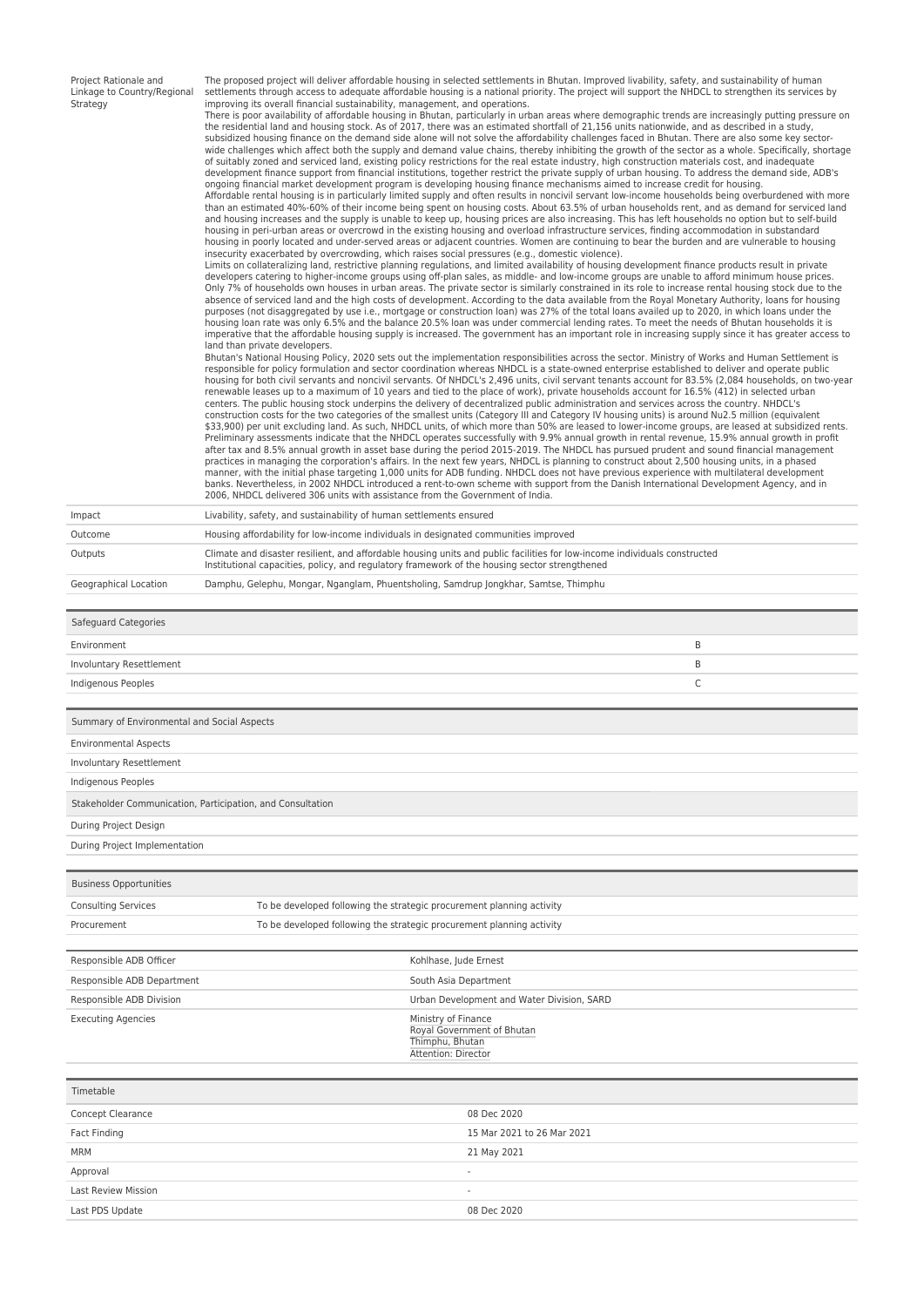| | |
|---|---|
| Project Rationale and Linkage to Country/Regional Strategy | The proposed project will deliver affordable housing in selected settlements in Bhutan. Improved livability, safety, and sustainability of human settlements through access to adequate affordable housing is a national priority. The project will support the NHDCL to strengthen its services by improving its overall financial sustainability, management, and operations. There is poor availability of affordable housing in Bhutan, particularly in urban areas where demographic trends are increasingly putting pressure on the residential land and housing stock. As of 2017, there was an estimated shortfall of 21,156 units nationwide, and as described in a study, subsidized housing finance on the demand side alone will not solve the affordability challenges faced in Bhutan. There are also some key sector-wide challenges which affect both the supply and demand value chains, thereby inhibiting the growth of the sector as a whole. Specifically, shortage of suitably zoned and serviced land, existing policy restrictions for the real estate industry, high construction materials cost, and inadequate development finance support from financial institutions, together restrict the private supply of urban housing. To address the demand side, ADB's ongoing financial market development program is developing housing finance mechanisms aimed to increase credit for housing. Affordable rental housing is in particularly limited supply and often results in noncivil servant low-income households being overburdened with more than an estimated 40%-60% of their income being spent on housing costs. About 63.5% of urban households rent, and as demand for serviced land and housing increases and the supply is unable to keep up, housing prices are also increasing. This has left households no option but to self-build housing in peri-urban areas or overcrowd in the existing housing and overload infrastructure services, finding accommodation in substandard housing in poorly located and under-served areas or adjacent countries. Women are continuing to bear the burden and are vulnerable to housing insecurity exacerbated by overcrowding, which raises social pressures (e.g., domestic violence). Limits on collateralizing land, restrictive planning regulations, and limited availability of housing development finance products result in private developers catering to higher-income groups using off-plan sales, as middle- and low-income groups are unable to afford minimum house prices. Only 7% of households own houses in urban areas. The private sector is similarly constrained in its role to increase rental housing stock due to the absence of serviced land and the high costs of development. According to the data available from the Royal Monetary Authority, loans for housing purposes (not disaggregated by use i.e., mortgage or construction loan) was 27% of the total loans availed up to 2020, in which loans under the housing loan rate was only 6.5% and the balance 20.5% loan was under commercial lending rates. To meet the needs of Bhutan households it is imperative that the affordable housing supply is increased. The government has an important role in increasing supply since it has greater access to land than private developers. Bhutan's National Housing Policy, 2020 sets out the implementation responsibilities across the sector. Ministry of Works and Human Settlement is responsible for policy formulation and sector coordination whereas NHDCL is a state-owned enterprise established to deliver and operate public housing for both civil servants and noncivil servants. Of NHDCL's 2,496 units, civil servant tenants account for 83.5% (2,084 households, on two-year renewable leases up to a maximum of 10 years and tied to the place of work), private households account for 16.5% (412) in selected urban centers. The public housing stock underpins the delivery of decentralized public administration and services across the country. NHDCL's construction costs for the two categories of the smallest units (Category III and Category IV housing units) is around Nu2.5 million (equivalent $33,900) per unit excluding land. As such, NHDCL units, of which more than 50% are leased to lower-income groups, are leased at subsidized rents. Preliminary assessments indicate that the NHDCL operates successfully with 9.9% annual growth in rental revenue, 15.9% annual growth in profit after tax and 8.5% annual growth in asset base during the period 2015-2019. The NHDCL has pursued prudent and sound financial management practices in managing the corporation's affairs. In the next few years, NHDCL is planning to construct about 2,500 housing units, in a phased manner, with the initial phase targeting 1,000 units for ADB funding. NHDCL does not have previous experience with multilateral development banks. Nevertheless, in 2002 NHDCL introduced a rent-to-own scheme with support from the Danish International Development Agency, and in 2006, NHDCL delivered 306 units with assistance from the Government of India. |
| Impact | Livability, safety, and sustainability of human settlements ensured |
| Outcome | Housing affordability for low-income individuals in designated communities improved |
| Outputs | Climate and disaster resilient, and affordable housing units and public facilities for low-income individuals constructed<br>Institutional capacities, policy, and regulatory framework of the housing sector strengthened |
| Geographical Location | Damphu, Gelephu, Mongar, Nganglam, Phuentsholing, Samdrup Jongkhar, Samtse, Thimphu |

| Safeguard Categories | |
|---|---|
| Environment | B |
| Involuntary Resettlement | B |
| Indigenous Peoples | C |

| Summary of Environmental and Social Aspects |
|---|
| Environmental Aspects |
| Involuntary Resettlement |
| Indigenous Peoples |
| **Stakeholder Communication, Participation, and Consultation** |
| During Project Design |
| During Project Implementation |

| Business Opportunities | |
|---|---|
| Consulting Services | To be developed following the strategic procurement planning activity |
| Procurement | To be developed following the strategic procurement planning activity |

| | |
|---|---|
| Responsible ADB Officer | Kohlhase, Jude Ernest |
| Responsible ADB Department | South Asia Department |
| Responsible ADB Division | Urban Development and Water Division, SARD |
| Executing Agencies | Ministry of Finance<br>Royal Government of Bhutan<br>Thimphu, Bhutan<br>Attention: Director |

| Timetable | |
|---|---|
| Concept Clearance | 08 Dec 2020 |
| Fact Finding | 15 Mar 2021 to 26 Mar 2021 |
| MRM | 21 May 2021 |
| Approval | - |
| Last Review Mission | - |
| Last PDS Update | 08 Dec 2020 |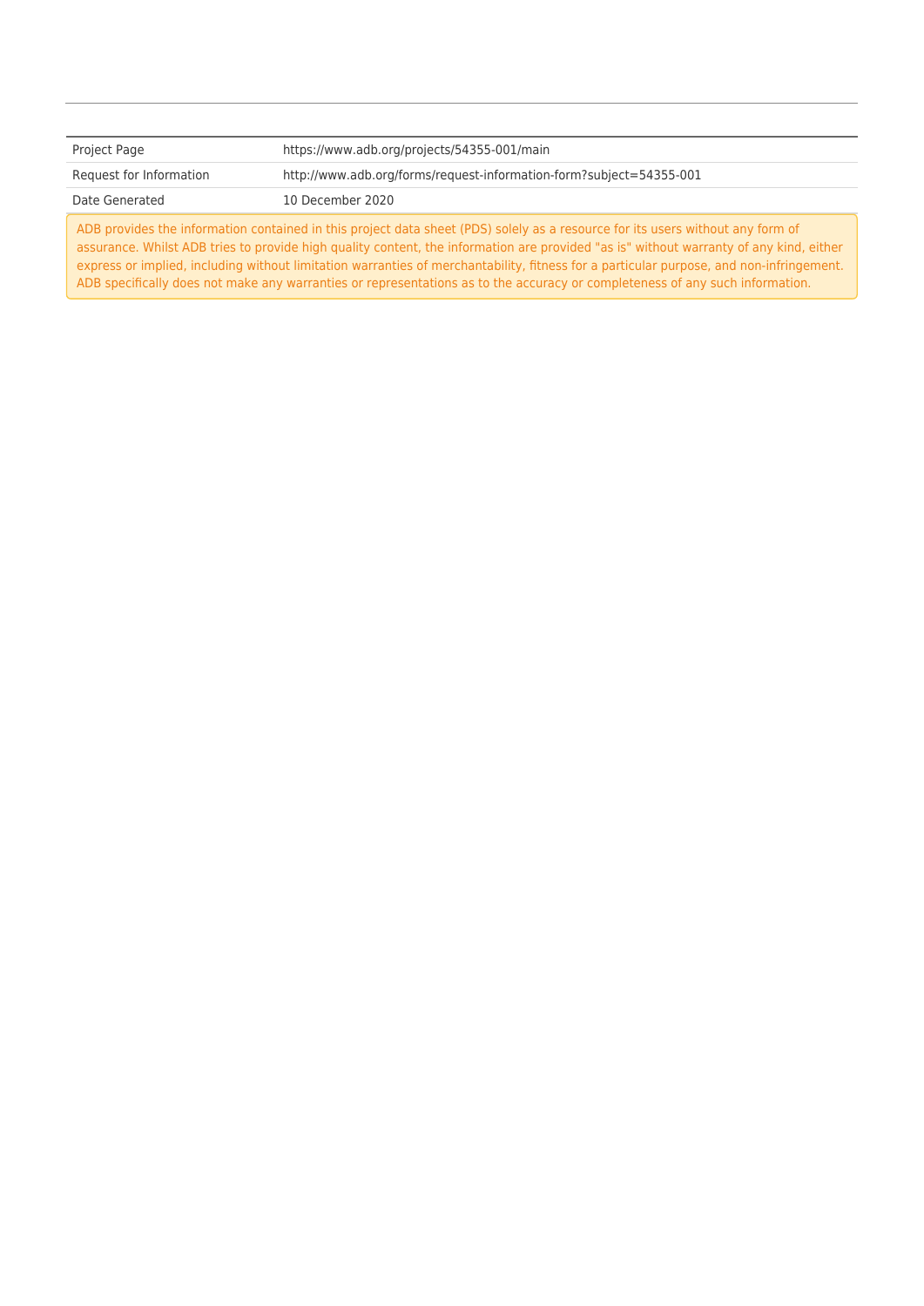| | |
|---|---|
| Project Page | https://www.adb.org/projects/54355-001/main |
| Request for Information | http://www.adb.org/forms/request-information-form?subject=54355-001 |
| Date Generated | 10 December 2020 |

ADB provides the information contained in this project data sheet (PDS) solely as a resource for its users without any form of assurance. Whilst ADB tries to provide high quality content, the information are provided "as is" without warranty of any kind, either express or implied, including without limitation warranties of merchantability, fitness for a particular purpose, and non-infringement. ADB specifically does not make any warranties or representations as to the accuracy or completeness of any such information.